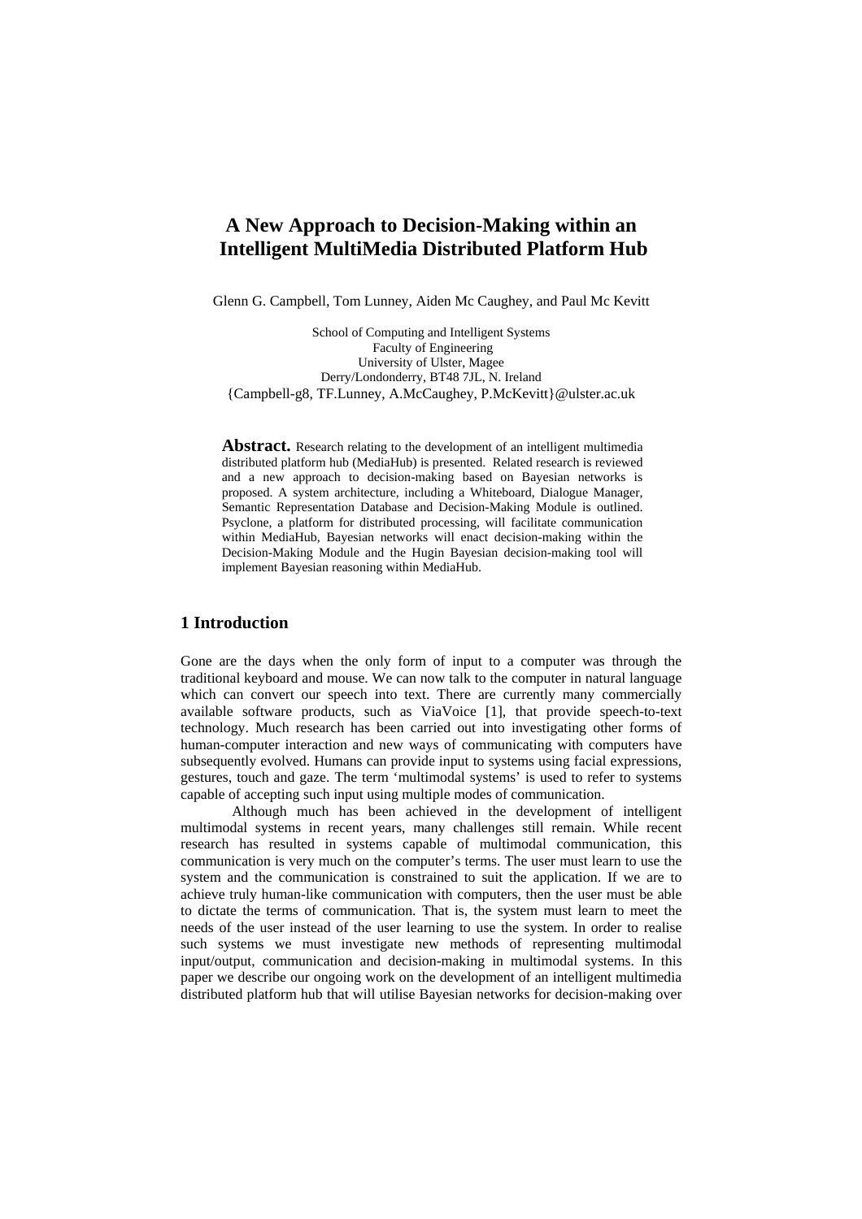# A New Approach to Decision-Making within an Intelligent MultiMedia Distributed Platform Hub

Glenn G. Campbell, Tom Lunney, Aiden Mc Caughey, and Paul Mc Kevitt

School of Computing and Intelligent Systems
Faculty of Engineering
University of Ulster, Magee
Derry/Londonderry, BT48 7JL, N. Ireland
{Campbell-g8, TF.Lunney, A.McCaughey, P.McKevitt}@ulster.ac.uk

**Abstract.** Research relating to the development of an intelligent multimedia distributed platform hub (MediaHub) is presented. Related research is reviewed and a new approach to decision-making based on Bayesian networks is proposed. A system architecture, including a Whiteboard, Dialogue Manager, Semantic Representation Database and Decision-Making Module is outlined. Psyclone, a platform for distributed processing, will facilitate communication within MediaHub, Bayesian networks will enact decision-making within the Decision-Making Module and the Hugin Bayesian decision-making tool will implement Bayesian reasoning within MediaHub.

## 1 Introduction

Gone are the days when the only form of input to a computer was through the traditional keyboard and mouse. We can now talk to the computer in natural language which can convert our speech into text. There are currently many commercially available software products, such as ViaVoice [1], that provide speech-to-text technology. Much research has been carried out into investigating other forms of human-computer interaction and new ways of communicating with computers have subsequently evolved. Humans can provide input to systems using facial expressions, gestures, touch and gaze. The term 'multimodal systems' is used to refer to systems capable of accepting such input using multiple modes of communication.

Although much has been achieved in the development of intelligent multimodal systems in recent years, many challenges still remain. While recent research has resulted in systems capable of multimodal communication, this communication is very much on the computer's terms. The user must learn to use the system and the communication is constrained to suit the application. If we are to achieve truly human-like communication with computers, then the user must be able to dictate the terms of communication. That is, the system must learn to meet the needs of the user instead of the user learning to use the system. In order to realise such systems we must investigate new methods of representing multimodal input/output, communication and decision-making in multimodal systems. In this paper we describe our ongoing work on the development of an intelligent multimedia distributed platform hub that will utilise Bayesian networks for decision-making over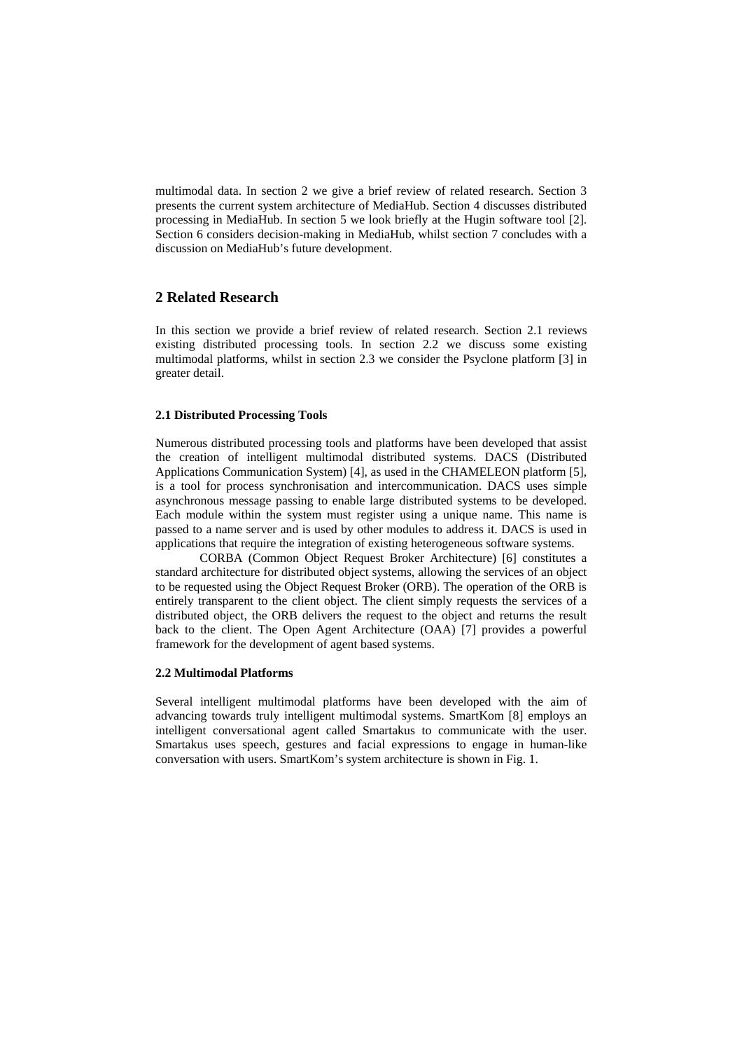multimodal data. In section 2 we give a brief review of related research. Section 3 presents the current system architecture of MediaHub. Section 4 discusses distributed processing in MediaHub. In section 5 we look briefly at the Hugin software tool [2]. Section 6 considers decision-making in MediaHub, whilst section 7 concludes with a discussion on MediaHub's future development.

## 2 Related Research

In this section we provide a brief review of related research. Section 2.1 reviews existing distributed processing tools. In section 2.2 we discuss some existing multimodal platforms, whilst in section 2.3 we consider the Psyclone platform [3] in greater detail.

### 2.1 Distributed Processing Tools

Numerous distributed processing tools and platforms have been developed that assist the creation of intelligent multimodal distributed systems. DACS (Distributed Applications Communication System) [4], as used in the CHAMELEON platform [5], is a tool for process synchronisation and intercommunication. DACS uses simple asynchronous message passing to enable large distributed systems to be developed. Each module within the system must register using a unique name. This name is passed to a name server and is used by other modules to address it. DACS is used in applications that require the integration of existing heterogeneous software systems.

CORBA (Common Object Request Broker Architecture) [6] constitutes a standard architecture for distributed object systems, allowing the services of an object to be requested using the Object Request Broker (ORB). The operation of the ORB is entirely transparent to the client object. The client simply requests the services of a distributed object, the ORB delivers the request to the object and returns the result back to the client. The Open Agent Architecture (OAA) [7] provides a powerful framework for the development of agent based systems.

### 2.2 Multimodal Platforms

Several intelligent multimodal platforms have been developed with the aim of advancing towards truly intelligent multimodal systems. SmartKom [8] employs an intelligent conversational agent called Smartakus to communicate with the user. Smartakus uses speech, gestures and facial expressions to engage in human-like conversation with users. SmartKom's system architecture is shown in Fig. 1.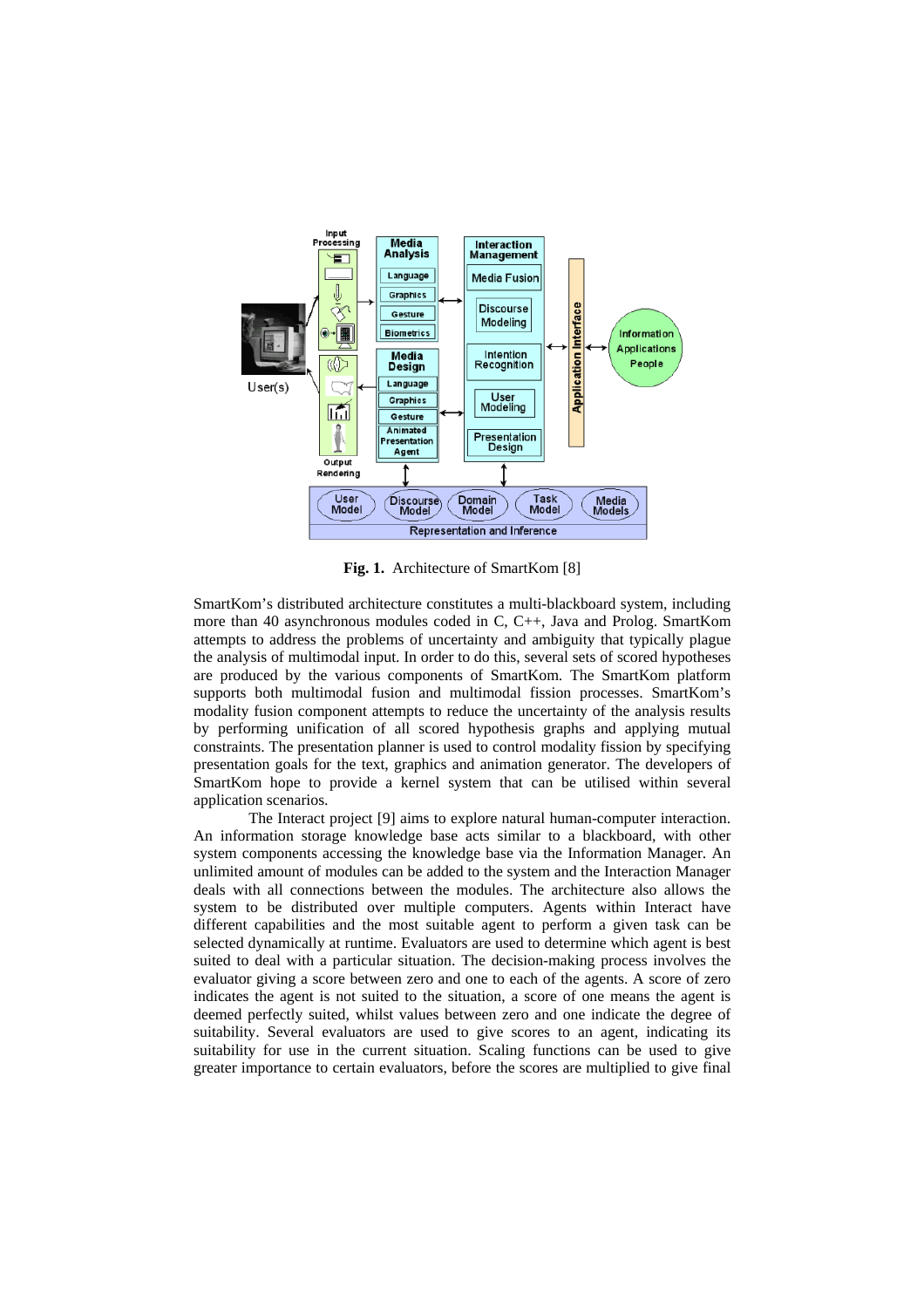**Fig. 1.** Architecture of SmartKom [8]

SmartKom's distributed architecture constitutes a multi-blackboard system, including more than 40 asynchronous modules coded in C, C++, Java and Prolog. SmartKom attempts to address the problems of uncertainty and ambiguity that typically plague the analysis of multimodal input. In order to do this, several sets of scored hypotheses are produced by the various components of SmartKom. The SmartKom platform supports both multimodal fusion and multimodal fission processes. SmartKom's modality fusion component attempts to reduce the uncertainty of the analysis results by performing unification of all scored hypothesis graphs and applying mutual constraints. The presentation planner is used to control modality fission by specifying presentation goals for the text, graphics and animation generator. The developers of SmartKom hope to provide a kernel system that can be utilised within several application scenarios.

The Interact project [9] aims to explore natural human-computer interaction. An information storage knowledge base acts similar to a blackboard, with other system components accessing the knowledge base via the Information Manager. An unlimited amount of modules can be added to the system and the Interaction Manager deals with all connections between the modules. The architecture also allows the system to be distributed over multiple computers. Agents within Interact have different capabilities and the most suitable agent to perform a given task can be selected dynamically at runtime. Evaluators are used to determine which agent is best suited to deal with a particular situation. The decision-making process involves the evaluator giving a score between zero and one to each of the agents. A score of zero indicates the agent is not suited to the situation, a score of one means the agent is deemed perfectly suited, whilst values between zero and one indicate the degree of suitability. Several evaluators are used to give scores to an agent, indicating its suitability for use in the current situation. Scaling functions can be used to give greater importance to certain evaluators, before the scores are multiplied to give final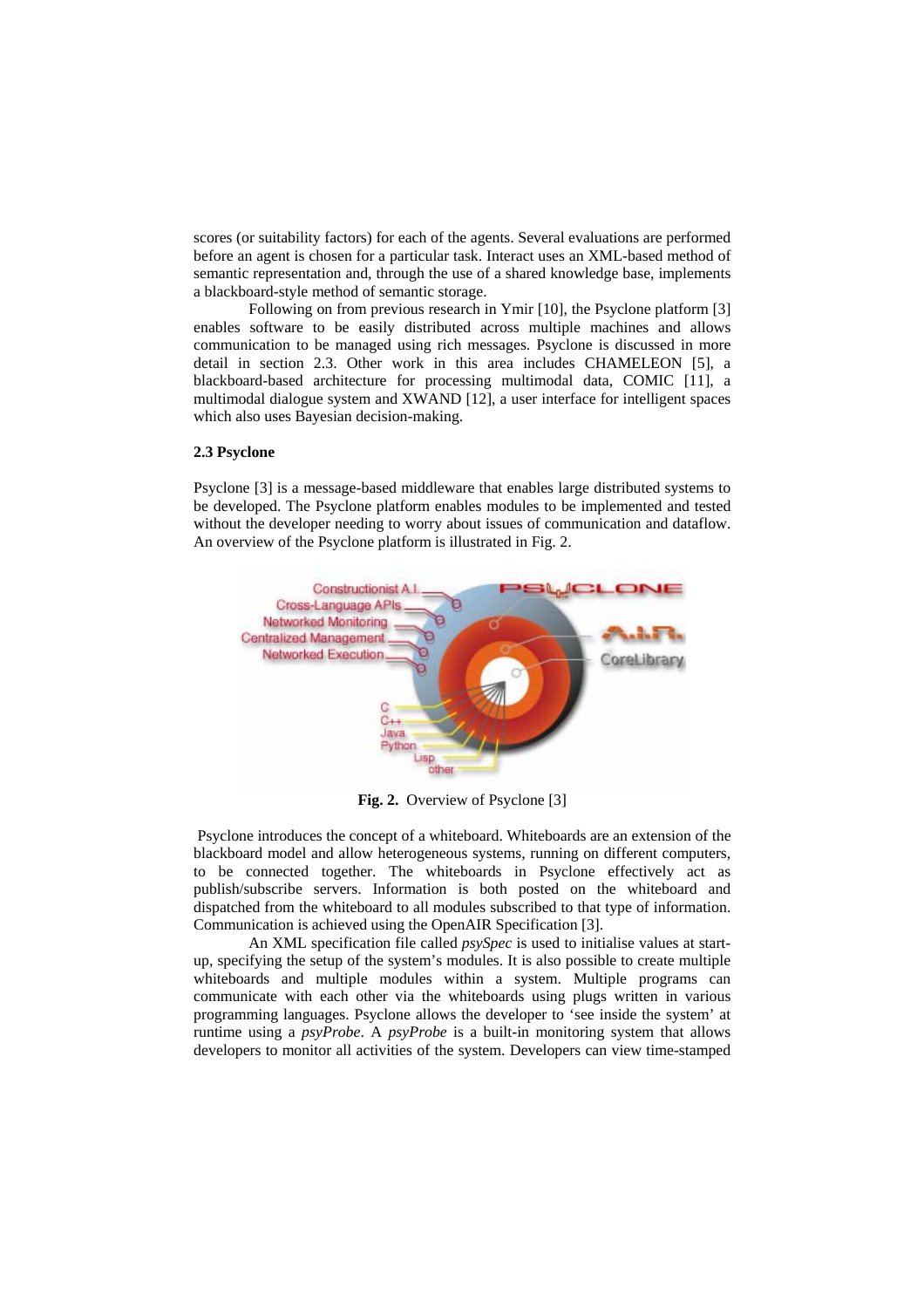scores (or suitability factors) for each of the agents. Several evaluations are performed before an agent is chosen for a particular task. Interact uses an XML-based method of semantic representation and, through the use of a shared knowledge base, implements a blackboard-style method of semantic storage.

Following on from previous research in Ymir [10], the Psyclone platform [3] enables software to be easily distributed across multiple machines and allows communication to be managed using rich messages. Psyclone is discussed in more detail in section 2.3. Other work in this area includes CHAMELEON [5], a blackboard-based architecture for processing multimodal data, COMIC [11], a multimodal dialogue system and XWAND [12], a user interface for intelligent spaces which also uses Bayesian decision-making.

### 2.3 Psyclone

Psyclone [3] is a message-based middleware that enables large distributed systems to be developed. The Psyclone platform enables modules to be implemented and tested without the developer needing to worry about issues of communication and dataflow. An overview of the Psyclone platform is illustrated in Fig. 2.

**Fig. 2.** Overview of Psyclone [3]

Psyclone introduces the concept of a whiteboard. Whiteboards are an extension of the blackboard model and allow heterogeneous systems, running on different computers, to be connected together. The whiteboards in Psyclone effectively act as publish/subscribe servers. Information is both posted on the whiteboard and dispatched from the whiteboard to all modules subscribed to that type of information. Communication is achieved using the OpenAIR Specification [3].

An XML specification file called *psySpec* is used to initialise values at start-up, specifying the setup of the system's modules. It is also possible to create multiple whiteboards and multiple modules within a system. Multiple programs can communicate with each other via the whiteboards using plugs written in various programming languages. Psyclone allows the developer to 'see inside the system' at runtime using a *psyProbe*. A *psyProbe* is a built-in monitoring system that allows developers to monitor all activities of the system. Developers can view time-stamped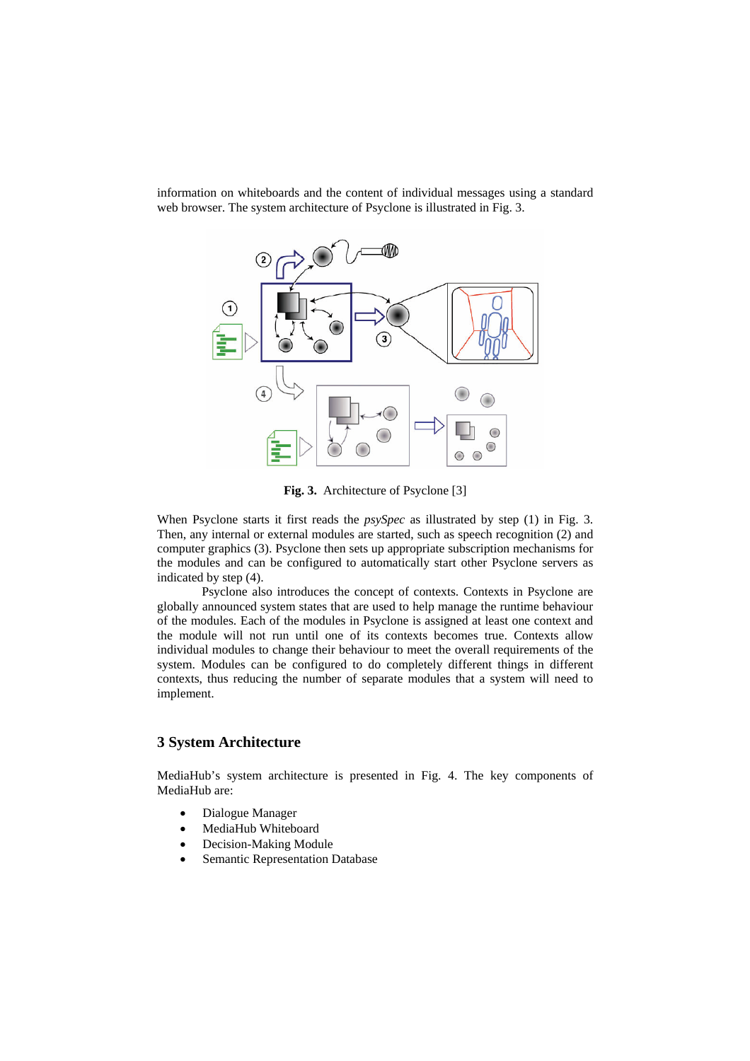information on whiteboards and the content of individual messages using a standard web browser. The system architecture of Psyclone is illustrated in Fig. 3.

**Fig. 3.** Architecture of Psyclone [3]

When Psyclone starts it first reads the *psySpec* as illustrated by step (1) in Fig. 3. Then, any internal or external modules are started, such as speech recognition (2) and computer graphics (3). Psyclone then sets up appropriate subscription mechanisms for the modules and can be configured to automatically start other Psyclone servers as indicated by step (4).

Psyclone also introduces the concept of contexts. Contexts in Psyclone are globally announced system states that are used to help manage the runtime behaviour of the modules. Each of the modules in Psyclone is assigned at least one context and the module will not run until one of its contexts becomes true. Contexts allow individual modules to change their behaviour to meet the overall requirements of the system. Modules can be configured to do completely different things in different contexts, thus reducing the number of separate modules that a system will need to implement.

## 3 System Architecture

MediaHub's system architecture is presented in Fig. 4. The key components of MediaHub are:

- Dialogue Manager
- MediaHub Whiteboard
- Decision-Making Module
- Semantic Representation Database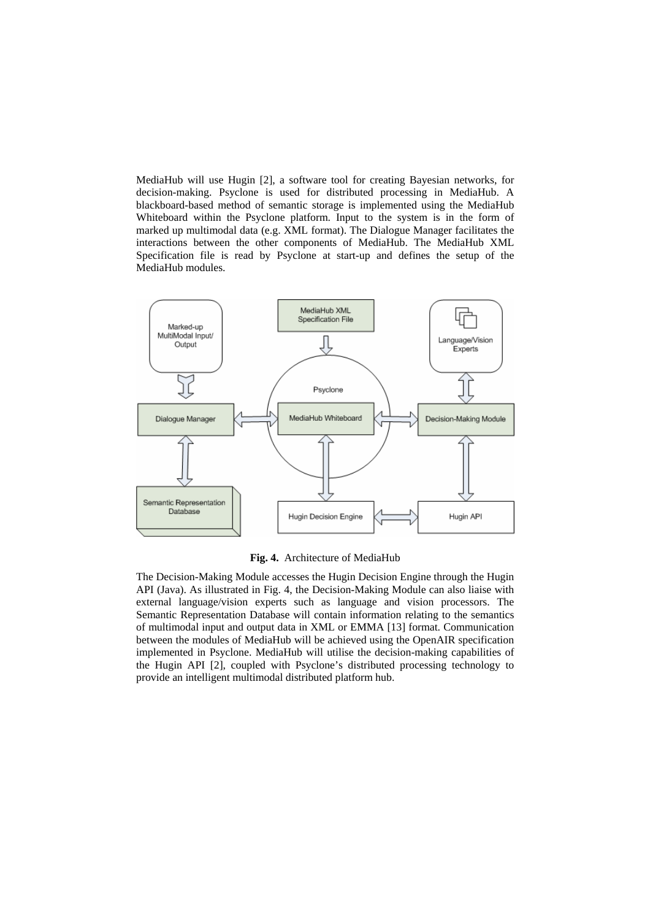MediaHub will use Hugin [2], a software tool for creating Bayesian networks, for decision-making. Psyclone is used for distributed processing in MediaHub. A blackboard-based method of semantic storage is implemented using the MediaHub Whiteboard within the Psyclone platform. Input to the system is in the form of marked up multimodal data (e.g. XML format). The Dialogue Manager facilitates the interactions between the other components of MediaHub. The MediaHub XML Specification file is read by Psyclone at start-up and defines the setup of the MediaHub modules.

**Fig. 4.** Architecture of MediaHub

The Decision-Making Module accesses the Hugin Decision Engine through the Hugin API (Java). As illustrated in Fig. 4, the Decision-Making Module can also liaise with external language/vision experts such as language and vision processors. The Semantic Representation Database will contain information relating to the semantics of multimodal input and output data in XML or EMMA [13] format. Communication between the modules of MediaHub will be achieved using the OpenAIR specification implemented in Psyclone. MediaHub will utilise the decision-making capabilities of the Hugin API [2], coupled with Psyclone's distributed processing technology to provide an intelligent multimodal distributed platform hub.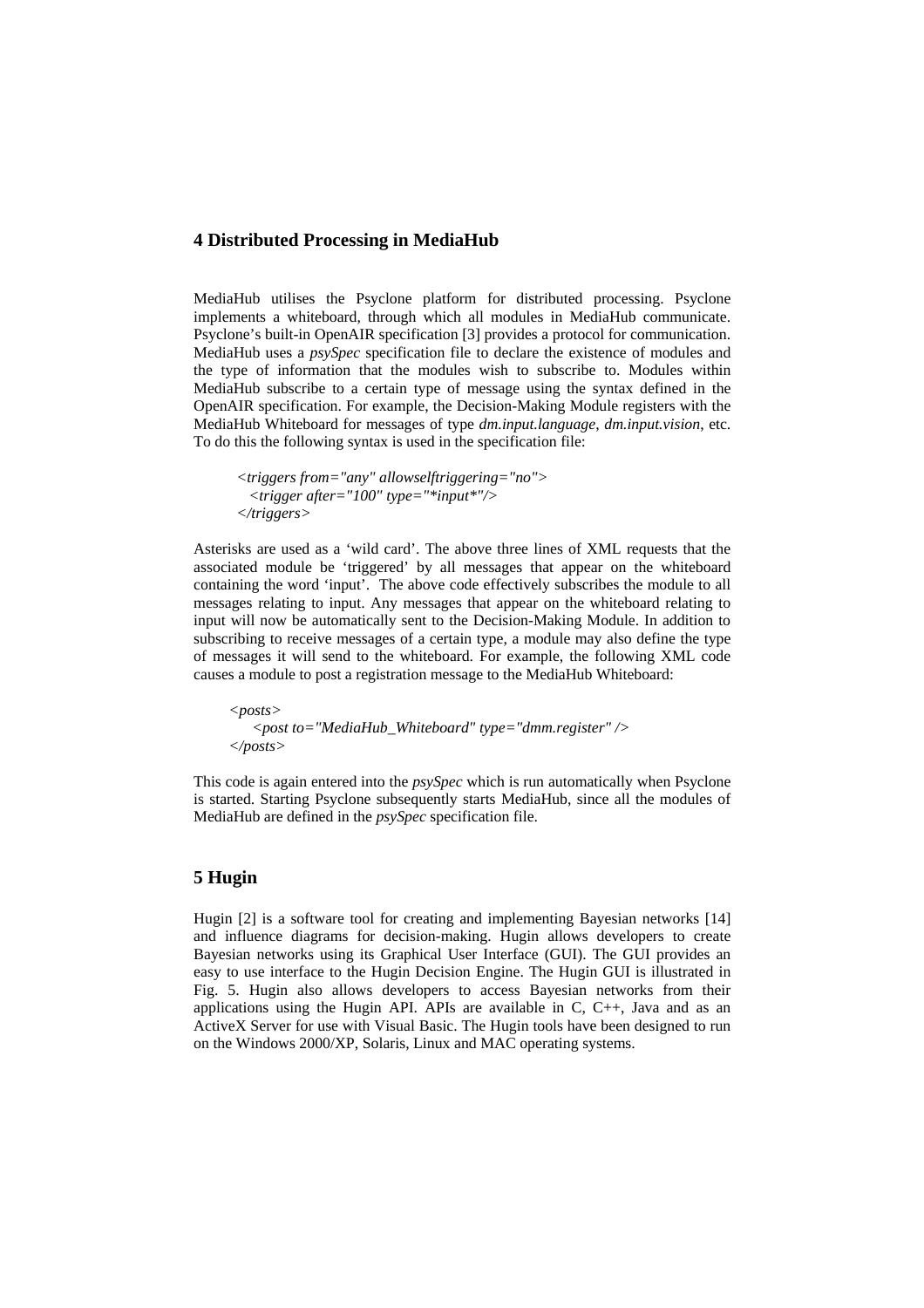## 4 Distributed Processing in MediaHub

MediaHub utilises the Psyclone platform for distributed processing. Psyclone implements a whiteboard, through which all modules in MediaHub communicate. Psyclone's built-in OpenAIR specification [3] provides a protocol for communication. MediaHub uses a *psySpec* specification file to declare the existence of modules and the type of information that the modules wish to subscribe to. Modules within MediaHub subscribe to a certain type of message using the syntax defined in the OpenAIR specification. For example, the Decision-Making Module registers with the MediaHub Whiteboard for messages of type *dm.input.language*, *dm.input.vision*, etc. To do this the following syntax is used in the specification file:

```
<triggers from="any" allowselftriggering="no">
  <trigger after="100" type="*input*"/>
</triggers>
```

Asterisks are used as a 'wild card'. The above three lines of XML requests that the associated module be 'triggered' by all messages that appear on the whiteboard containing the word 'input'. The above code effectively subscribes the module to all messages relating to input. Any messages that appear on the whiteboard relating to input will now be automatically sent to the Decision-Making Module. In addition to subscribing to receive messages of a certain type, a module may also define the type of messages it will send to the whiteboard. For example, the following XML code causes a module to post a registration message to the MediaHub Whiteboard:

```
<posts>
    <post to="MediaHub_Whiteboard" type="dmm.register" />
</posts>
```

This code is again entered into the *psySpec* which is run automatically when Psyclone is started. Starting Psyclone subsequently starts MediaHub, since all the modules of MediaHub are defined in the *psySpec* specification file.

## 5 Hugin

Hugin [2] is a software tool for creating and implementing Bayesian networks [14] and influence diagrams for decision-making. Hugin allows developers to create Bayesian networks using its Graphical User Interface (GUI). The GUI provides an easy to use interface to the Hugin Decision Engine. The Hugin GUI is illustrated in Fig. 5. Hugin also allows developers to access Bayesian networks from their applications using the Hugin API. APIs are available in C, C++, Java and as an ActiveX Server for use with Visual Basic. The Hugin tools have been designed to run on the Windows 2000/XP, Solaris, Linux and MAC operating systems.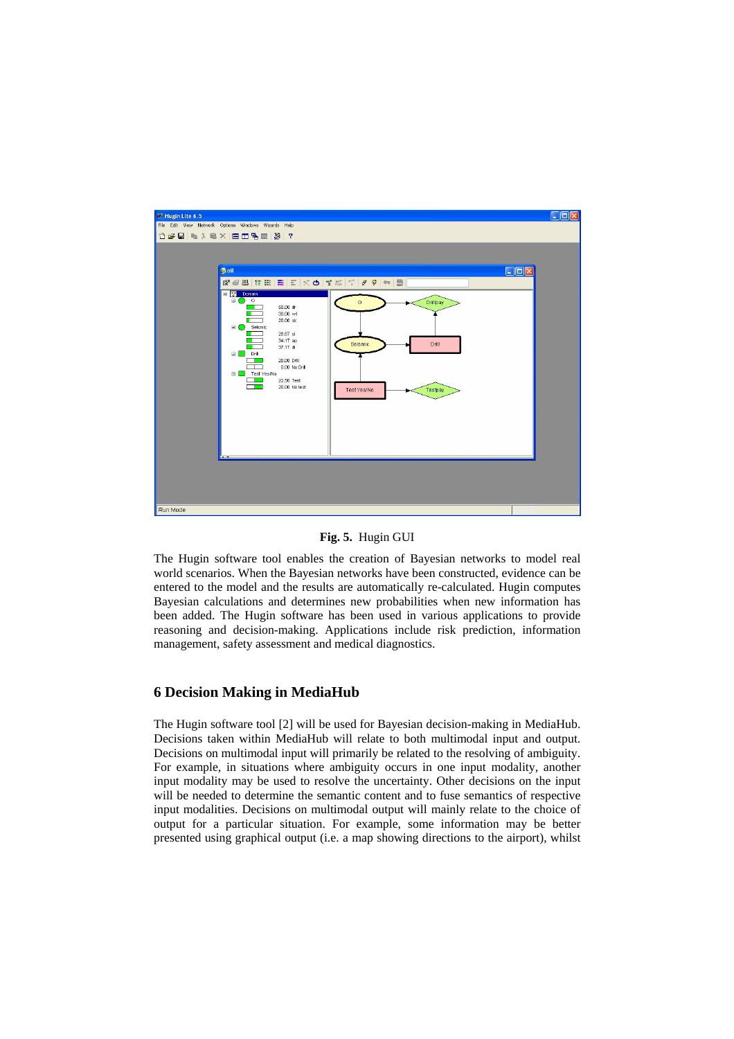**Fig. 5.** Hugin GUI

The Hugin software tool enables the creation of Bayesian networks to model real world scenarios. When the Bayesian networks have been constructed, evidence can be entered to the model and the results are automatically re-calculated. Hugin computes Bayesian calculations and determines new probabilities when new information has been added. The Hugin software has been used in various applications to provide reasoning and decision-making. Applications include risk prediction, information management, safety assessment and medical diagnostics.

## 6 Decision Making in MediaHub

The Hugin software tool [2] will be used for Bayesian decision-making in MediaHub. Decisions taken within MediaHub will relate to both multimodal input and output. Decisions on multimodal input will primarily be related to the resolving of ambiguity. For example, in situations where ambiguity occurs in one input modality, another input modality may be used to resolve the uncertainty. Other decisions on the input will be needed to determine the semantic content and to fuse semantics of respective input modalities. Decisions on multimodal output will mainly relate to the choice of output for a particular situation. For example, some information may be better presented using graphical output (i.e. a map showing directions to the airport), whilst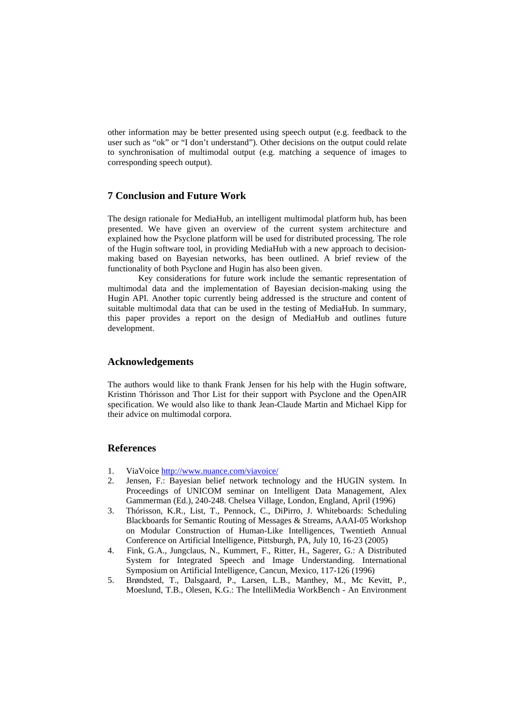other information may be better presented using speech output (e.g. feedback to the user such as "ok" or "I don't understand"). Other decisions on the output could relate to synchronisation of multimodal output (e.g. matching a sequence of images to corresponding speech output).

## 7 Conclusion and Future Work

The design rationale for MediaHub, an intelligent multimodal platform hub, has been presented. We have given an overview of the current system architecture and explained how the Psyclone platform will be used for distributed processing. The role of the Hugin software tool, in providing MediaHub with a new approach to decision-making based on Bayesian networks, has been outlined. A brief review of the functionality of both Psyclone and Hugin has also been given.

Key considerations for future work include the semantic representation of multimodal data and the implementation of Bayesian decision-making using the Hugin API. Another topic currently being addressed is the structure and content of suitable multimodal data that can be used in the testing of MediaHub. In summary, this paper provides a report on the design of MediaHub and outlines future development.

## Acknowledgements

The authors would like to thank Frank Jensen for his help with the Hugin software, Kristinn Thórisson and Thor List for their support with Psyclone and the OpenAIR specification. We would also like to thank Jean-Claude Martin and Michael Kipp for their advice on multimodal corpora.

## References

1. ViaVoice http://www.nuance.com/viavoice/
2. Jensen, F.: Bayesian belief network technology and the HUGIN system. In Proceedings of UNICOM seminar on Intelligent Data Management, Alex Gammerman (Ed.), 240-248. Chelsea Village, London, England, April (1996)
3. Thórisson, K.R., List, T., Pennock, C., DiPirro, J. Whiteboards: Scheduling Blackboards for Semantic Routing of Messages & Streams, AAAI-05 Workshop on Modular Construction of Human-Like Intelligences, Twentieth Annual Conference on Artificial Intelligence, Pittsburgh, PA, July 10, 16-23 (2005)
4. Fink, G.A., Jungclaus, N., Kummert, F., Ritter, H., Sagerer, G.: A Distributed System for Integrated Speech and Image Understanding. International Symposium on Artificial Intelligence, Cancun, Mexico, 117-126 (1996)
5. Brøndsted, T., Dalsgaard, P., Larsen, L.B., Manthey, M., Mc Kevitt, P., Moeslund, T.B., Olesen, K.G.: The IntelliMedia WorkBench - An Environment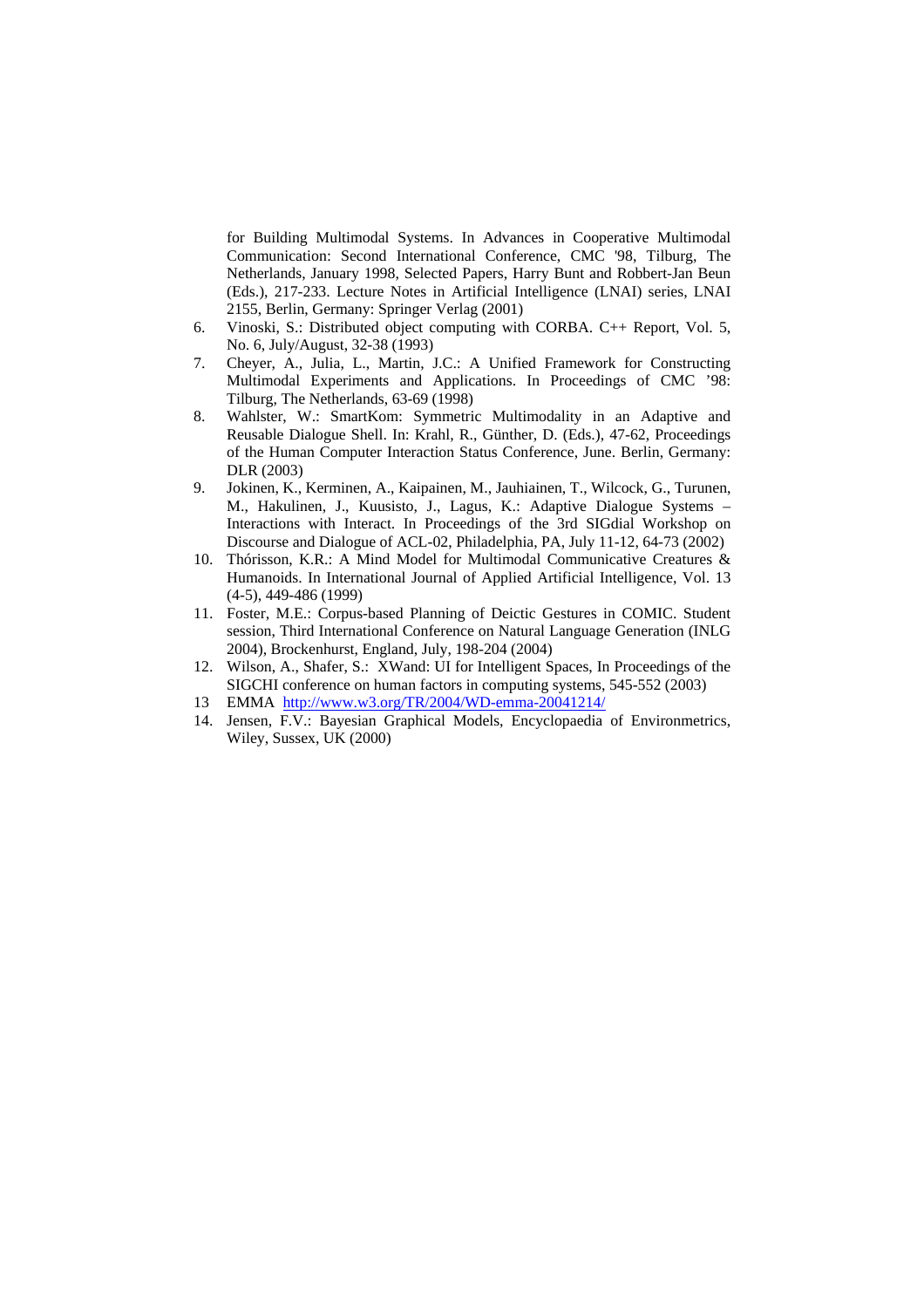for Building Multimodal Systems. In Advances in Cooperative Multimodal Communication: Second International Conference, CMC '98, Tilburg, The Netherlands, January 1998, Selected Papers, Harry Bunt and Robbert-Jan Beun (Eds.), 217-233. Lecture Notes in Artificial Intelligence (LNAI) series, LNAI 2155, Berlin, Germany: Springer Verlag (2001)

6. Vinoski, S.: Distributed object computing with CORBA. C++ Report, Vol. 5, No. 6, July/August, 32-38 (1993)
7. Cheyer, A., Julia, L., Martin, J.C.: A Unified Framework for Constructing Multimodal Experiments and Applications. In Proceedings of CMC '98: Tilburg, The Netherlands, 63-69 (1998)
8. Wahlster, W.: SmartKom: Symmetric Multimodality in an Adaptive and Reusable Dialogue Shell. In: Krahl, R., Günther, D. (Eds.), 47-62, Proceedings of the Human Computer Interaction Status Conference, June. Berlin, Germany: DLR (2003)
9. Jokinen, K., Kerminen, A., Kaipainen, M., Jauhiainen, T., Wilcock, G., Turunen, M., Hakulinen, J., Kuusisto, J., Lagus, K.: Adaptive Dialogue Systems – Interactions with Interact. In Proceedings of the 3rd SIGdial Workshop on Discourse and Dialogue of ACL-02, Philadelphia, PA, July 11-12, 64-73 (2002)
10. Thórisson, K.R.: A Mind Model for Multimodal Communicative Creatures & Humanoids. In International Journal of Applied Artificial Intelligence, Vol. 13 (4-5), 449-486 (1999)
11. Foster, M.E.: Corpus-based Planning of Deictic Gestures in COMIC. Student session, Third International Conference on Natural Language Generation (INLG 2004), Brockenhurst, England, July, 198-204 (2004)
12. Wilson, A., Shafer, S.: XWand: UI for Intelligent Spaces, In Proceedings of the SIGCHI conference on human factors in computing systems, 545-552 (2003)
13. EMMA http://www.w3.org/TR/2004/WD-emma-20041214/
14. Jensen, F.V.: Bayesian Graphical Models, Encyclopaedia of Environmetrics, Wiley, Sussex, UK (2000)